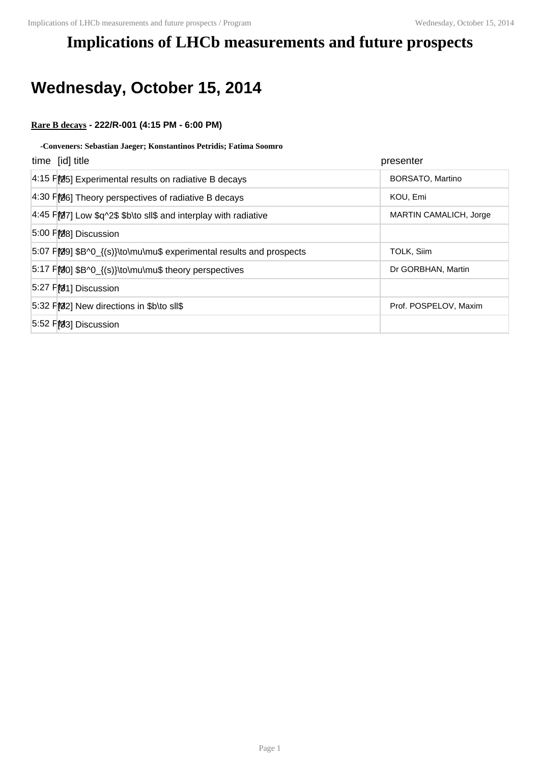# Implications of LHCb measurements and future prospects

## Wednesday, October 15, 2014

**Rare B decays - 222/R-001 (4:15 PM - 6:00 PM)**

**-Conveners: Sebastian Jaeger; Konstantinos Petridis; Fatima Soomro**

| time | [id] title | presenter |
|---|---|---|
| 4:15 PM | [25] Experimental results on radiative B decays | BORSATO, Martino |
| 4:30 PM | [26] Theory perspectives of radiative B decays | KOU, Emi |
| 4:45 PM | [27] Low $q^2$ $b\to sll$ and interplay with radiative | MARTIN CAMALICH, Jorge |
| 5:00 PM | [28] Discussion | |
| 5:07 PM | [29] $B^0_{(s)}\to\mu\mu$ experimental results and prospects | TOLK, Siim |
| 5:17 PM | [30] $B^0_{(s)}\to\mu\mu$ theory perspectives | Dr GORBHAN, Martin |
| 5:27 PM | [31] Discussion | |
| 5:32 PM | [32] New directions in $b\to sll$ | Prof. POSPELOV, Maxim |
| 5:52 PM | [33] Discussion | |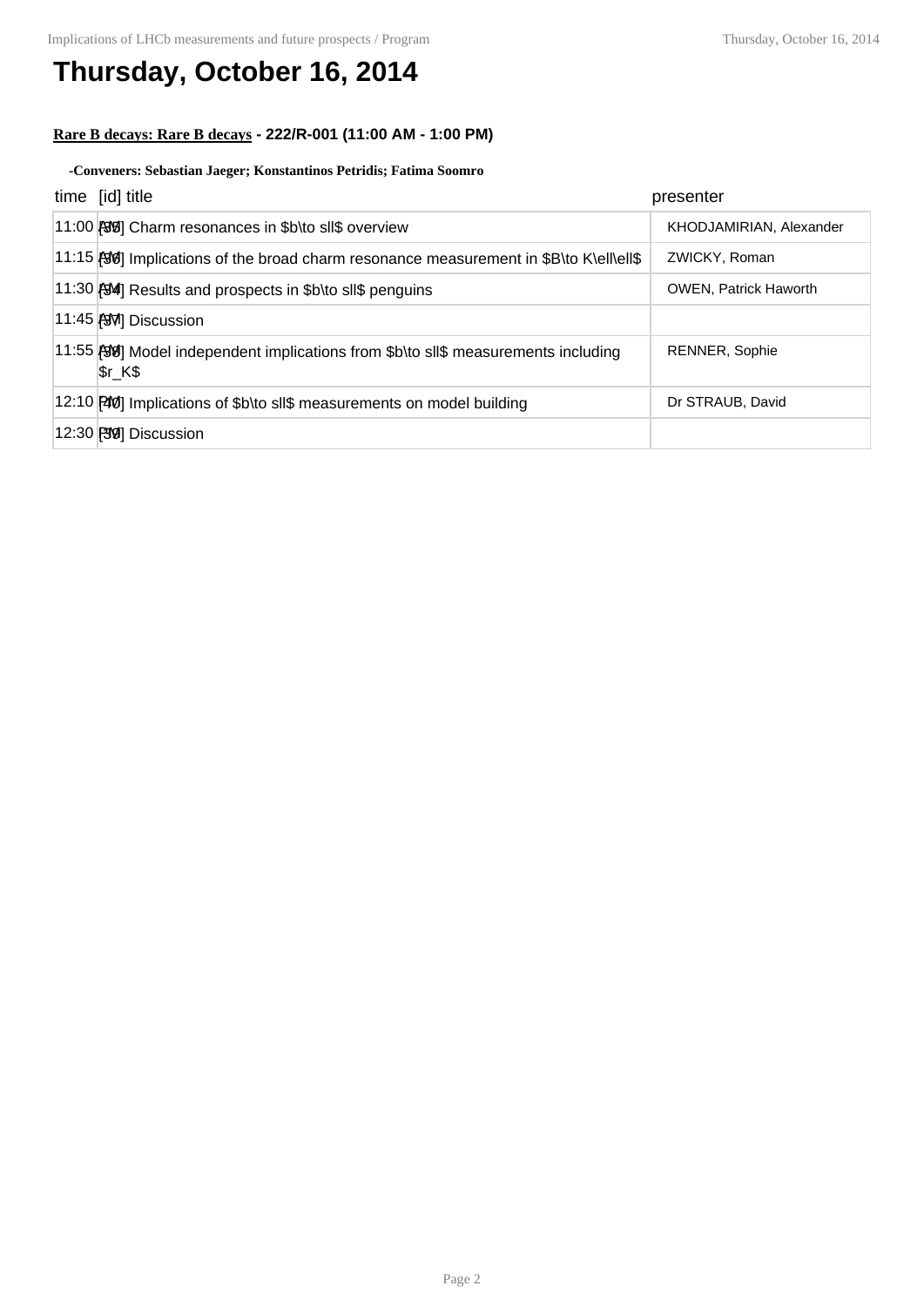# Thursday, October 16, 2014

**Rare B decays: Rare B decays - 222/R-001 (11:00 AM - 1:00 PM)**

**-Conveners: Sebastian Jaeger; Konstantinos Petridis; Fatima Soomro**

| time | [id] title | presenter |
|---|---|---|
| 11:00 AM | [35] Charm resonances in $b\to sll$ overview | KHODJAMIRIAN, Alexander |
| 11:15 AM | [36] Implications of the broad charm resonance measurement in $B\to K\ell\ell$ | ZWICKY, Roman |
| 11:30 AM | [34] Results and prospects in $b\to sll$ penguins | OWEN, Patrick Haworth |
| 11:45 AM | [37] Discussion | |
| 11:55 AM | [38] Model independent implications from $b\to sll$ measurements including $r_K$ | RENNER, Sophie |
| 12:10 PM | [40] Implications of $b\to sll$ measurements on model building | Dr STRAUB, David |
| 12:30 PM | [39] Discussion | |